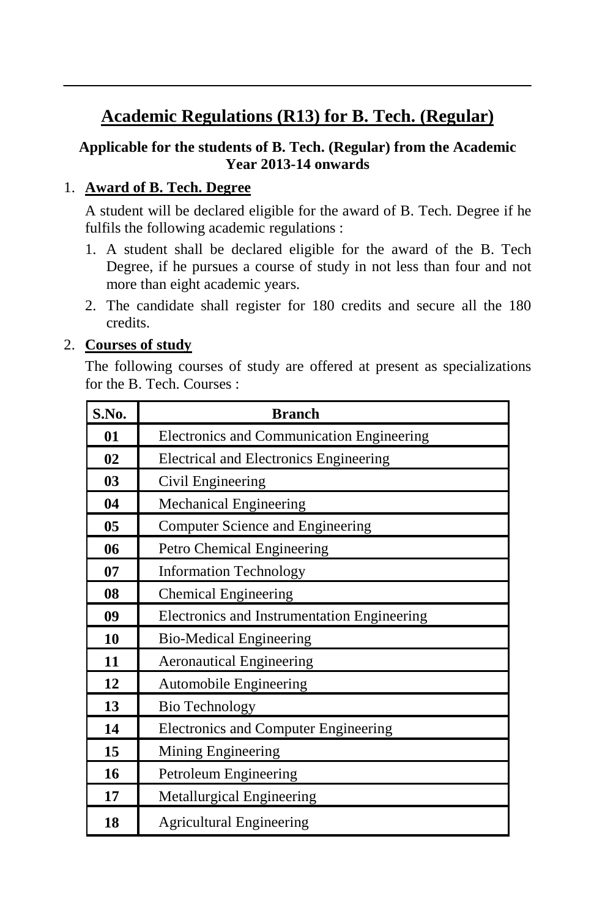# Academic Regulations (R13) for B. Tech. (Regular)

**Applicable for the students of B. Tech. (Regular) from the Academic Year 2013-14 onwards**

## 1. Award of B. Tech. Degree

A student will be declared eligible for the award of B. Tech. Degree if he fulfils the following academic regulations :

1. A student shall be declared eligible for the award of the B. Tech Degree, if he pursues a course of study in not less than four and not more than eight academic years.
2. The candidate shall register for 180 credits and secure all the 180 credits.

## 2. Courses of study

The following courses of study are offered at present as specializations for the B. Tech. Courses :

| S.No. | Branch |
|---|---|
| 01 | Electronics and Communication Engineering |
| 02 | Electrical and Electronics Engineering |
| 03 | Civil Engineering |
| 04 | Mechanical Engineering |
| 05 | Computer Science and Engineering |
| 06 | Petro Chemical Engineering |
| 07 | Information Technology |
| 08 | Chemical Engineering |
| 09 | Electronics and Instrumentation Engineering |
| 10 | Bio-Medical Engineering |
| 11 | Aeronautical Engineering |
| 12 | Automobile Engineering |
| 13 | Bio Technology |
| 14 | Electronics and Computer Engineering |
| 15 | Mining Engineering |
| 16 | Petroleum Engineering |
| 17 | Metallurgical Engineering |
| 18 | Agricultural Engineering |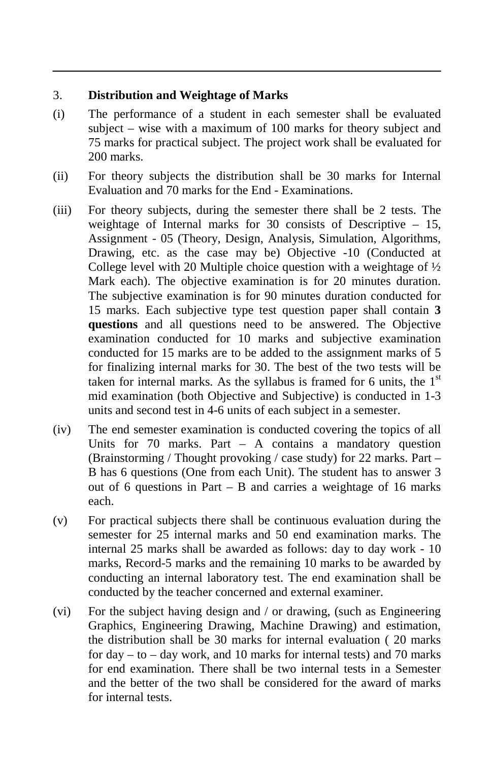### 3. Distribution and Weightage of Marks

(i) The performance of a student in each semester shall be evaluated subject – wise with a maximum of 100 marks for theory subject and 75 marks for practical subject. The project work shall be evaluated for 200 marks.

(ii) For theory subjects the distribution shall be 30 marks for Internal Evaluation and 70 marks for the End - Examinations.

(iii) For theory subjects, during the semester there shall be 2 tests. The weightage of Internal marks for 30 consists of Descriptive – 15, Assignment - 05 (Theory, Design, Analysis, Simulation, Algorithms, Drawing, etc. as the case may be) Objective -10 (Conducted at College level with 20 Multiple choice question with a weightage of ½ Mark each). The objective examination is for 20 minutes duration. The subjective examination is for 90 minutes duration conducted for 15 marks. Each subjective type test question paper shall contain **3 questions** and all questions need to be answered. The Objective examination conducted for 10 marks and subjective examination conducted for 15 marks are to be added to the assignment marks of 5 for finalizing internal marks for 30. The best of the two tests will be taken for internal marks. As the syllabus is framed for 6 units, the 1st mid examination (both Objective and Subjective) is conducted in 1-3 units and second test in 4-6 units of each subject in a semester.

(iv) The end semester examination is conducted covering the topics of all Units for 70 marks. Part – A contains a mandatory question (Brainstorming / Thought provoking / case study) for 22 marks. Part – B has 6 questions (One from each Unit). The student has to answer 3 out of 6 questions in Part – B and carries a weightage of 16 marks each.

(v) For practical subjects there shall be continuous evaluation during the semester for 25 internal marks and 50 end examination marks. The internal 25 marks shall be awarded as follows: day to day work - 10 marks, Record-5 marks and the remaining 10 marks to be awarded by conducting an internal laboratory test. The end examination shall be conducted by the teacher concerned and external examiner.

(vi) For the subject having design and / or drawing, (such as Engineering Graphics, Engineering Drawing, Machine Drawing) and estimation, the distribution shall be 30 marks for internal evaluation ( 20 marks for day – to – day work, and 10 marks for internal tests) and 70 marks for end examination. There shall be two internal tests in a Semester and the better of the two shall be considered for the award of marks for internal tests.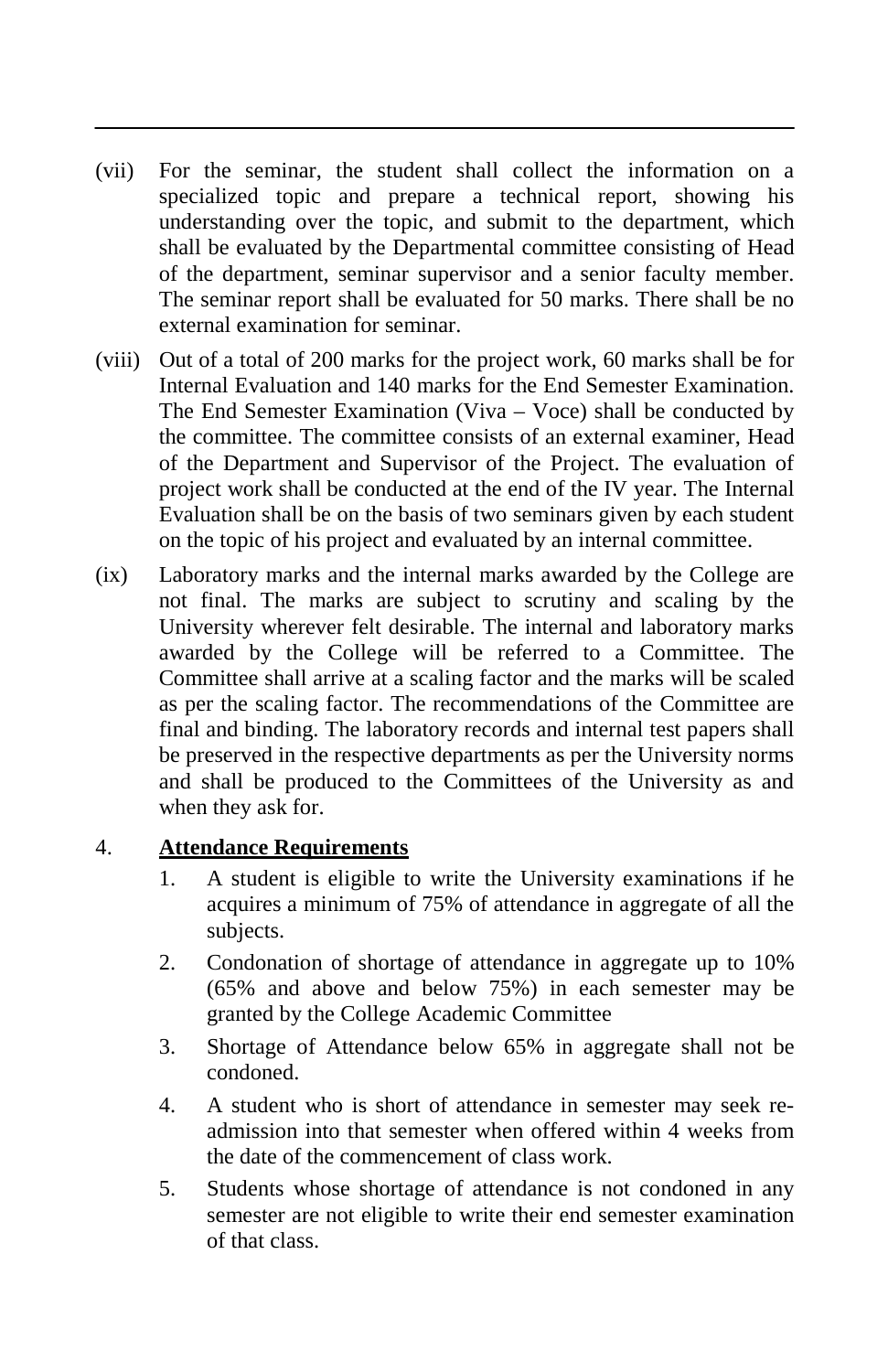(vii) For the seminar, the student shall collect the information on a specialized topic and prepare a technical report, showing his understanding over the topic, and submit to the department, which shall be evaluated by the Departmental committee consisting of Head of the department, seminar supervisor and a senior faculty member. The seminar report shall be evaluated for 50 marks. There shall be no external examination for seminar.

(viii) Out of a total of 200 marks for the project work, 60 marks shall be for Internal Evaluation and 140 marks for the End Semester Examination. The End Semester Examination (Viva – Voce) shall be conducted by the committee. The committee consists of an external examiner, Head of the Department and Supervisor of the Project. The evaluation of project work shall be conducted at the end of the IV year. The Internal Evaluation shall be on the basis of two seminars given by each student on the topic of his project and evaluated by an internal committee.

(ix) Laboratory marks and the internal marks awarded by the College are not final. The marks are subject to scrutiny and scaling by the University wherever felt desirable. The internal and laboratory marks awarded by the College will be referred to a Committee. The Committee shall arrive at a scaling factor and the marks will be scaled as per the scaling factor. The recommendations of the Committee are final and binding. The laboratory records and internal test papers shall be preserved in the respective departments as per the University norms and shall be produced to the Committees of the University as and when they ask for.

4. **Attendance Requirements**

1. A student is eligible to write the University examinations if he acquires a minimum of 75% of attendance in aggregate of all the subjects.
2. Condonation of shortage of attendance in aggregate up to 10% (65% and above and below 75%) in each semester may be granted by the College Academic Committee
3. Shortage of Attendance below 65% in aggregate shall not be condoned.
4. A student who is short of attendance in semester may seek re-admission into that semester when offered within 4 weeks from the date of the commencement of class work.
5. Students whose shortage of attendance is not condoned in any semester are not eligible to write their end semester examination of that class.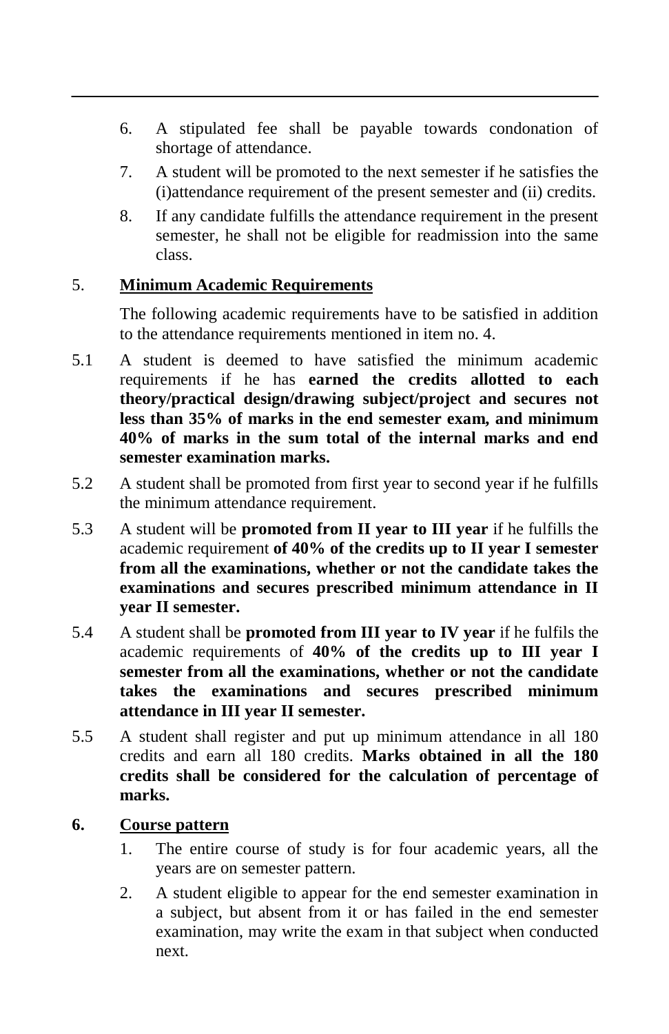6. A stipulated fee shall be payable towards condonation of shortage of attendance.
7. A student will be promoted to the next semester if he satisfies the (i)attendance requirement of the present semester and (ii) credits.
8. If any candidate fulfills the attendance requirement in the present semester, he shall not be eligible for readmission into the same class.

## 5. <u>Minimum Academic Requirements</u>

The following academic requirements have to be satisfied in addition to the attendance requirements mentioned in item no. 4.

5.1 A student is deemed to have satisfied the minimum academic requirements if he has **earned the credits allotted to each theory/practical design/drawing subject/project and secures not less than 35% of marks in the end semester exam, and minimum 40% of marks in the sum total of the internal marks and end semester examination marks.**

5.2 A student shall be promoted from first year to second year if he fulfills the minimum attendance requirement.

5.3 A student will be **promoted from II year to III year** if he fulfills the academic requirement **of 40% of the credits up to II year I semester from all the examinations, whether or not the candidate takes the examinations and secures prescribed minimum attendance in II year II semester.**

5.4 A student shall be **promoted from III year to IV year** if he fulfils the academic requirements of **40% of the credits up to III year I semester from all the examinations, whether or not the candidate takes the examinations and secures prescribed minimum attendance in III year II semester.**

5.5 A student shall register and put up minimum attendance in all 180 credits and earn all 180 credits. **Marks obtained in all the 180 credits shall be considered for the calculation of percentage of marks.**

## 6. <u>Course pattern</u>

1. The entire course of study is for four academic years, all the years are on semester pattern.
2. A student eligible to appear for the end semester examination in a subject, but absent from it or has failed in the end semester examination, may write the exam in that subject when conducted next.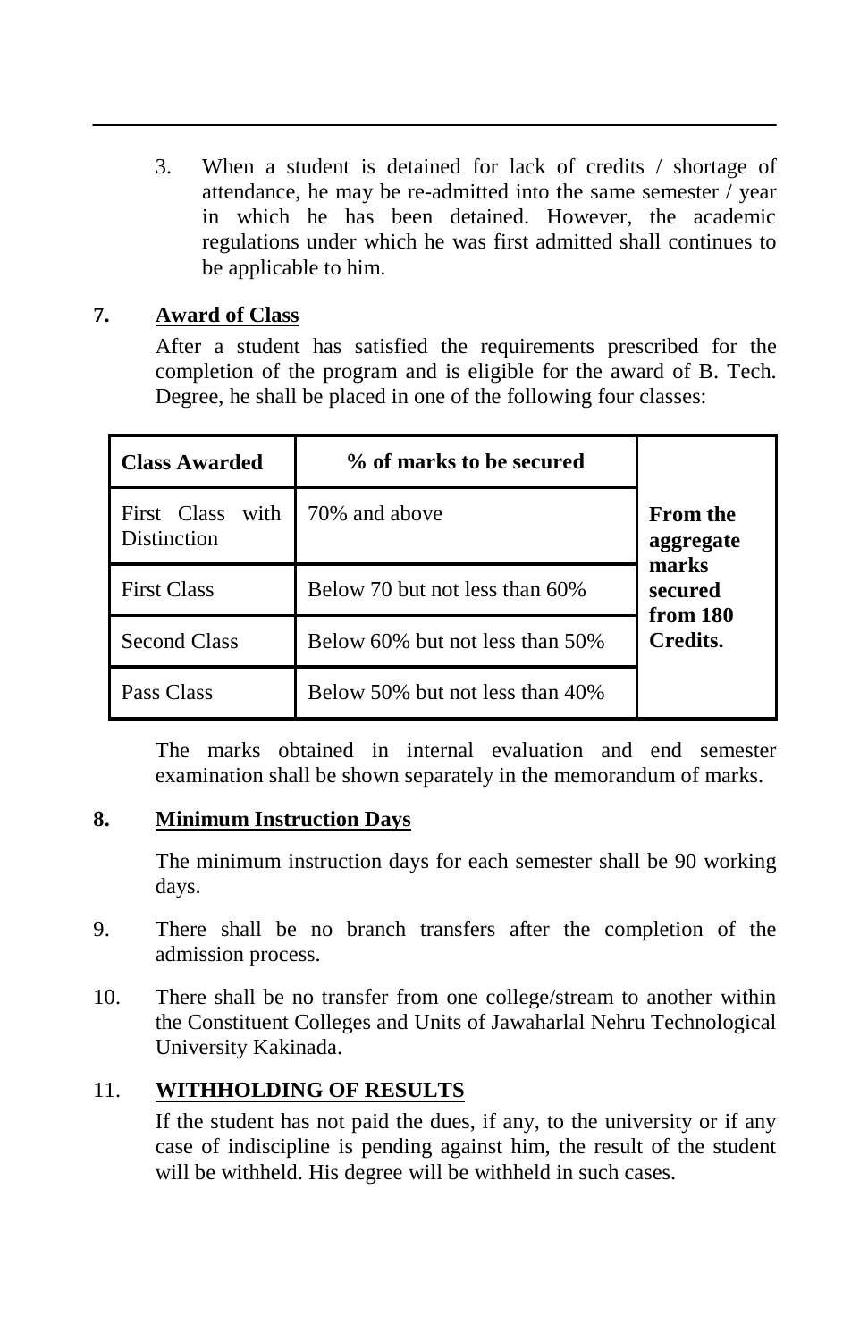3. When a student is detained for lack of credits / shortage of attendance, he may be re-admitted into the same semester / year in which he has been detained. However, the academic regulations under which he was first admitted shall continues to be applicable to him.

## 7. Award of Class

After a student has satisfied the requirements prescribed for the completion of the program and is eligible for the award of B. Tech. Degree, he shall be placed in one of the following four classes:

| Class Awarded | % of marks to be secured | |
|---|---|---|
| First Class with Distinction | 70% and above | **From the aggregate marks secured from 180 Credits.** |
| First Class | Below 70 but not less than 60% | |
| Second Class | Below 60% but not less than 50% | |
| Pass Class | Below 50% but not less than 40% | |

The marks obtained in internal evaluation and end semester examination shall be shown separately in the memorandum of marks.

## 8. Minimum Instruction Days

The minimum instruction days for each semester shall be 90 working days.

9. There shall be no branch transfers after the completion of the admission process.

10. There shall be no transfer from one college/stream to another within the Constituent Colleges and Units of Jawaharlal Nehru Technological University Kakinada.

## 11. WITHHOLDING OF RESULTS

If the student has not paid the dues, if any, to the university or if any case of indiscipline is pending against him, the result of the student will be withheld. His degree will be withheld in such cases.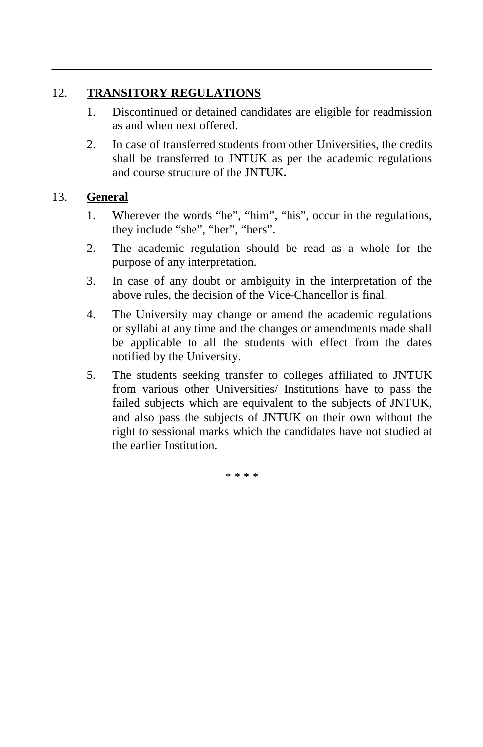## 12. TRANSITORY REGULATIONS

1. Discontinued or detained candidates are eligible for readmission as and when next offered.
2. In case of transferred students from other Universities, the credits shall be transferred to JNTUK as per the academic regulations and course structure of the JNTUK**.**

## 13. General

1. Wherever the words “he”, “him”, “his”, occur in the regulations, they include “she”, “her”, “hers”.
2. The academic regulation should be read as a whole for the purpose of any interpretation.
3. In case of any doubt or ambiguity in the interpretation of the above rules, the decision of the Vice-Chancellor is final.
4. The University may change or amend the academic regulations or syllabi at any time and the changes or amendments made shall be applicable to all the students with effect from the dates notified by the University.
5. The students seeking transfer to colleges affiliated to JNTUK from various other Universities/ Institutions have to pass the failed subjects which are equivalent to the subjects of JNTUK, and also pass the subjects of JNTUK on their own without the right to sessional marks which the candidates have not studied at the earlier Institution.

\* \* \* \*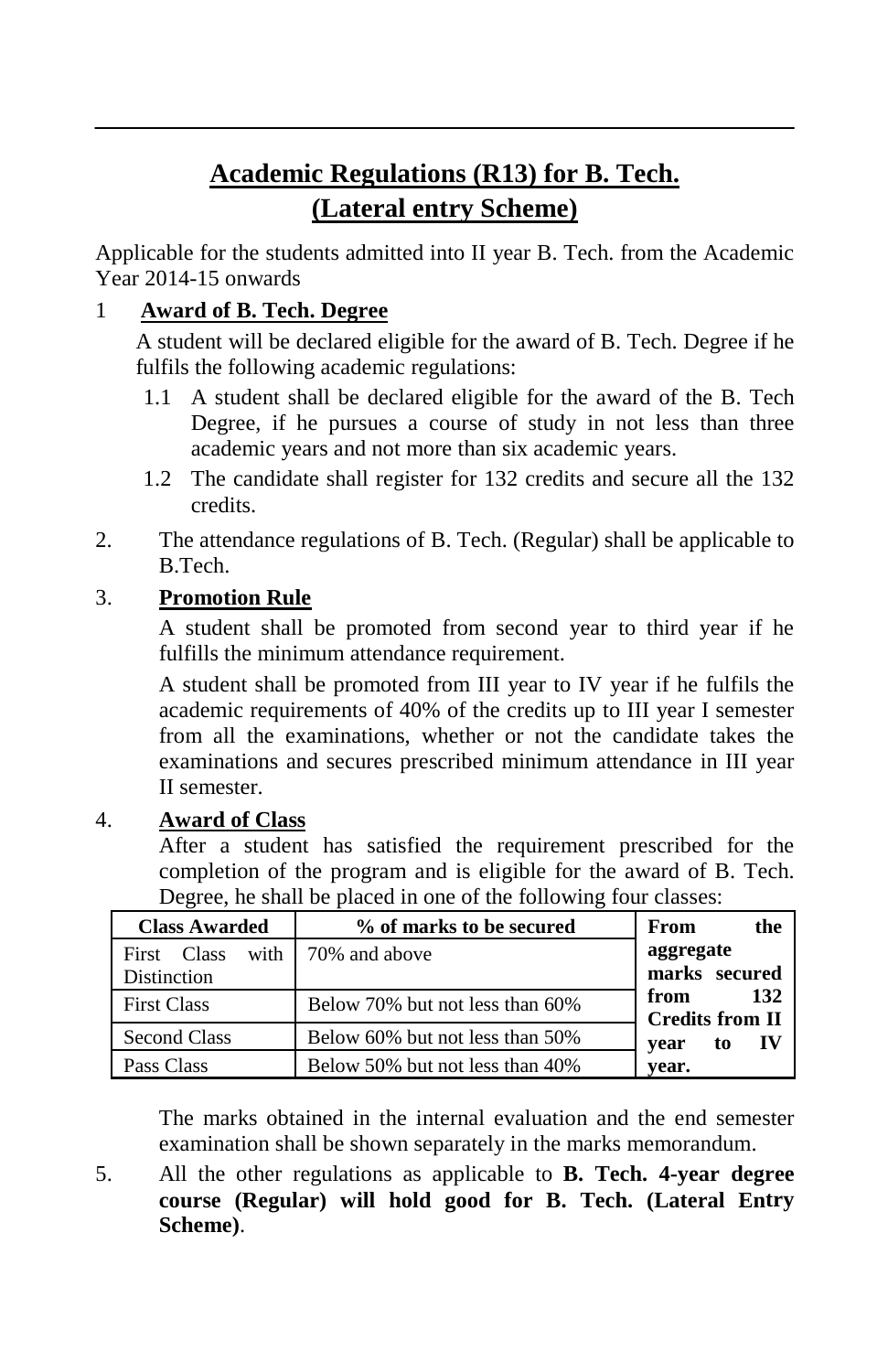# Academic Regulations (R13) for B. Tech. (Lateral entry Scheme)

Applicable for the students admitted into II year B. Tech. from the Academic Year 2014-15 onwards

1 **Award of B. Tech. Degree**

A student will be declared eligible for the award of B. Tech. Degree if he fulfils the following academic regulations:

1.1 A student shall be declared eligible for the award of the B. Tech Degree, if he pursues a course of study in not less than three academic years and not more than six academic years.

1.2 The candidate shall register for 132 credits and secure all the 132 credits.

2. The attendance regulations of B. Tech. (Regular) shall be applicable to B.Tech.

3. **Promotion Rule**

A student shall be promoted from second year to third year if he fulfills the minimum attendance requirement.

A student shall be promoted from III year to IV year if he fulfils the academic requirements of 40% of the credits up to III year I semester from all the examinations, whether or not the candidate takes the examinations and secures prescribed minimum attendance in III year II semester.

4. **Award of Class**

After a student has satisfied the requirement prescribed for the completion of the program and is eligible for the award of B. Tech. Degree, he shall be placed in one of the following four classes:

| Class Awarded | % of marks to be secured | |
|---|---|---|
| First Class with Distinction | 70% and above | **From the aggregate marks secured from 132 Credits from II year to IV year.** |
| First Class | Below 70% but not less than 60% | |
| Second Class | Below 60% but not less than 50% | |
| Pass Class | Below 50% but not less than 40% | |

The marks obtained in the internal evaluation and the end semester examination shall be shown separately in the marks memorandum.

5. All the other regulations as applicable to **B. Tech. 4-year degree course (Regular) will hold good for B. Tech. (Lateral Entry Scheme)**.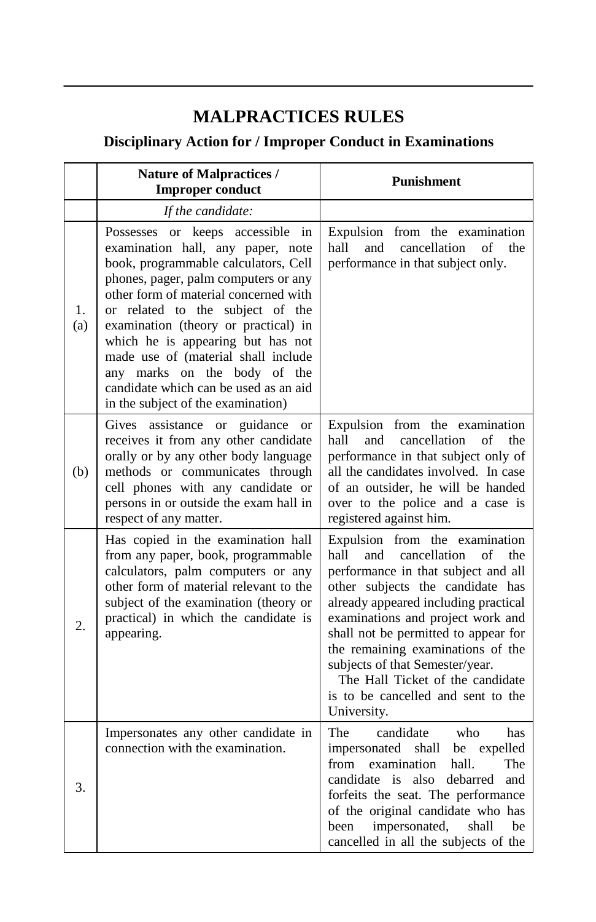# MALPRACTICES RULES

## Disciplinary Action for / Improper Conduct in Examinations

| | Nature of Malpractices / Improper conduct | Punishment |
|---|---|---|
| | *If the candidate:* | |
| 1. (a) | Possesses or keeps accessible in examination hall, any paper, note book, programmable calculators, Cell phones, pager, palm computers or any other form of material concerned with or related to the subject of the examination (theory or practical) in which he is appearing but has not made use of (material shall include any marks on the body of the candidate which can be used as an aid in the subject of the examination) | Expulsion from the examination hall and cancellation of the performance in that subject only. |
| (b) | Gives assistance or guidance or receives it from any other candidate orally or by any other body language methods or communicates through cell phones with any candidate or persons in or outside the exam hall in respect of any matter. | Expulsion from the examination hall and cancellation of the performance in that subject only of all the candidates involved. In case of an outsider, he will be handed over to the police and a case is registered against him. |
| 2. | Has copied in the examination hall from any paper, book, programmable calculators, palm computers or any other form of material relevant to the subject of the examination (theory or practical) in which the candidate is appearing. | Expulsion from the examination hall and cancellation of the performance in that subject and all other subjects the candidate has already appeared including practical examinations and project work and shall not be permitted to appear for the remaining examinations of the subjects of that Semester/year. The Hall Ticket of the candidate is to be cancelled and sent to the University. |
| 3. | Impersonates any other candidate in connection with the examination. | The candidate who has impersonated shall be expelled from examination hall. The candidate is also debarred and forfeits the seat. The performance of the original candidate who has been impersonated, shall be cancelled in all the subjects of the |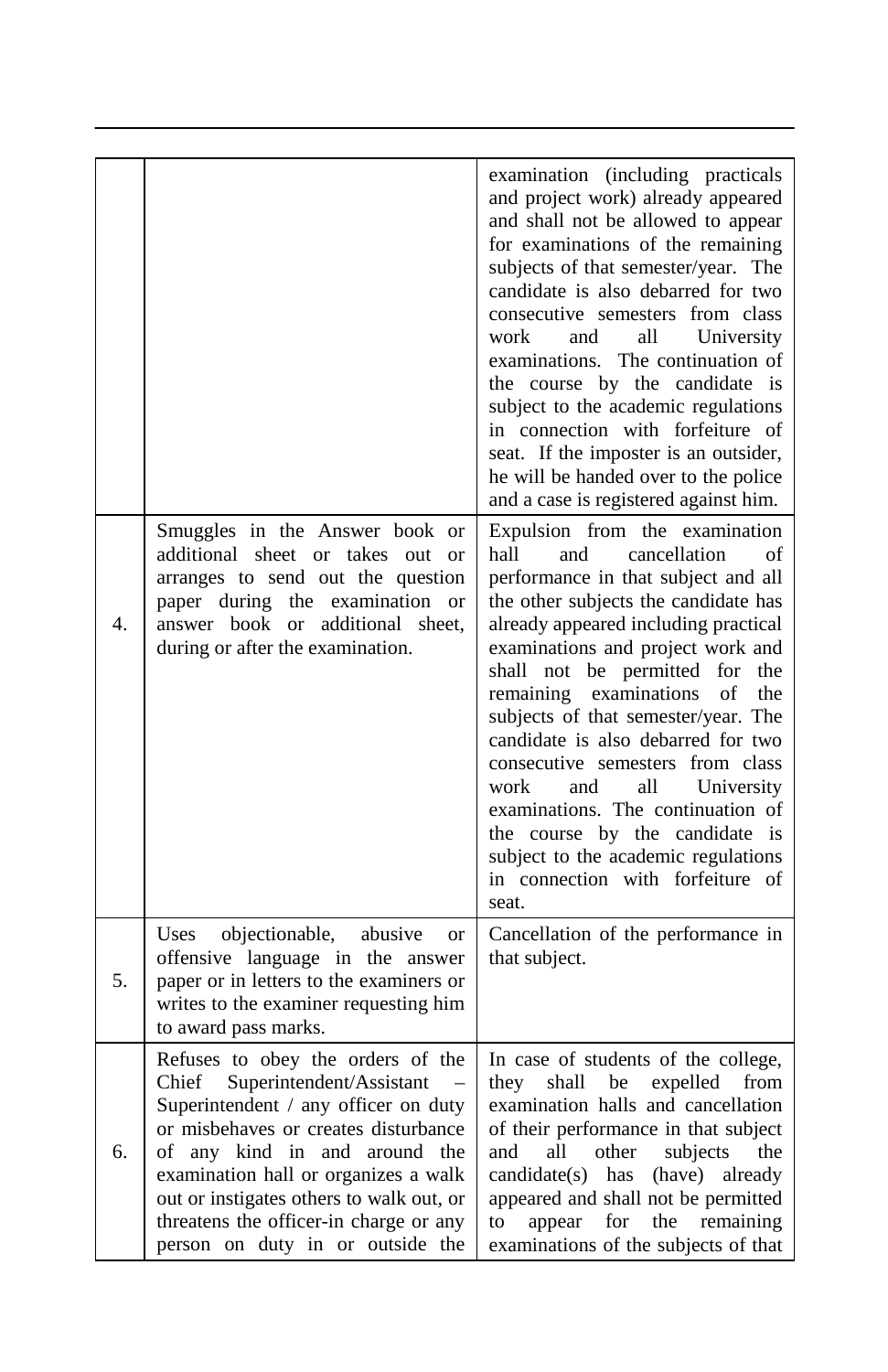| | | |
|---|---|---|
| | | examination (including practicals and project work) already appeared and shall not be allowed to appear for examinations of the remaining subjects of that semester/year. The candidate is also debarred for two consecutive semesters from class work and all University examinations. The continuation of the course by the candidate is subject to the academic regulations in connection with forfeiture of seat. If the imposter is an outsider, he will be handed over to the police and a case is registered against him. |
| 4. | Smuggles in the Answer book or additional sheet or takes out or arranges to send out the question paper during the examination or answer book or additional sheet, during or after the examination. | Expulsion from the examination hall and cancellation of performance in that subject and all the other subjects the candidate has already appeared including practical examinations and project work and shall not be permitted for the remaining examinations of the subjects of that semester/year. The candidate is also debarred for two consecutive semesters from class work and all University examinations. The continuation of the course by the candidate is subject to the academic regulations in connection with forfeiture of seat. |
| 5. | Uses objectionable, abusive or offensive language in the answer paper or in letters to the examiners or writes to the examiner requesting him to award pass marks. | Cancellation of the performance in that subject. |
| 6. | Refuses to obey the orders of the Chief Superintendent/Assistant – Superintendent / any officer on duty or misbehaves or creates disturbance of any kind in and around the examination hall or organizes a walk out or instigates others to walk out, or threatens the officer-in charge or any person on duty in or outside the | In case of students of the college, they shall be expelled from examination halls and cancellation of their performance in that subject and all other subjects the candidate(s) has (have) already appeared and shall not be permitted to appear for the remaining examinations of the subjects of that |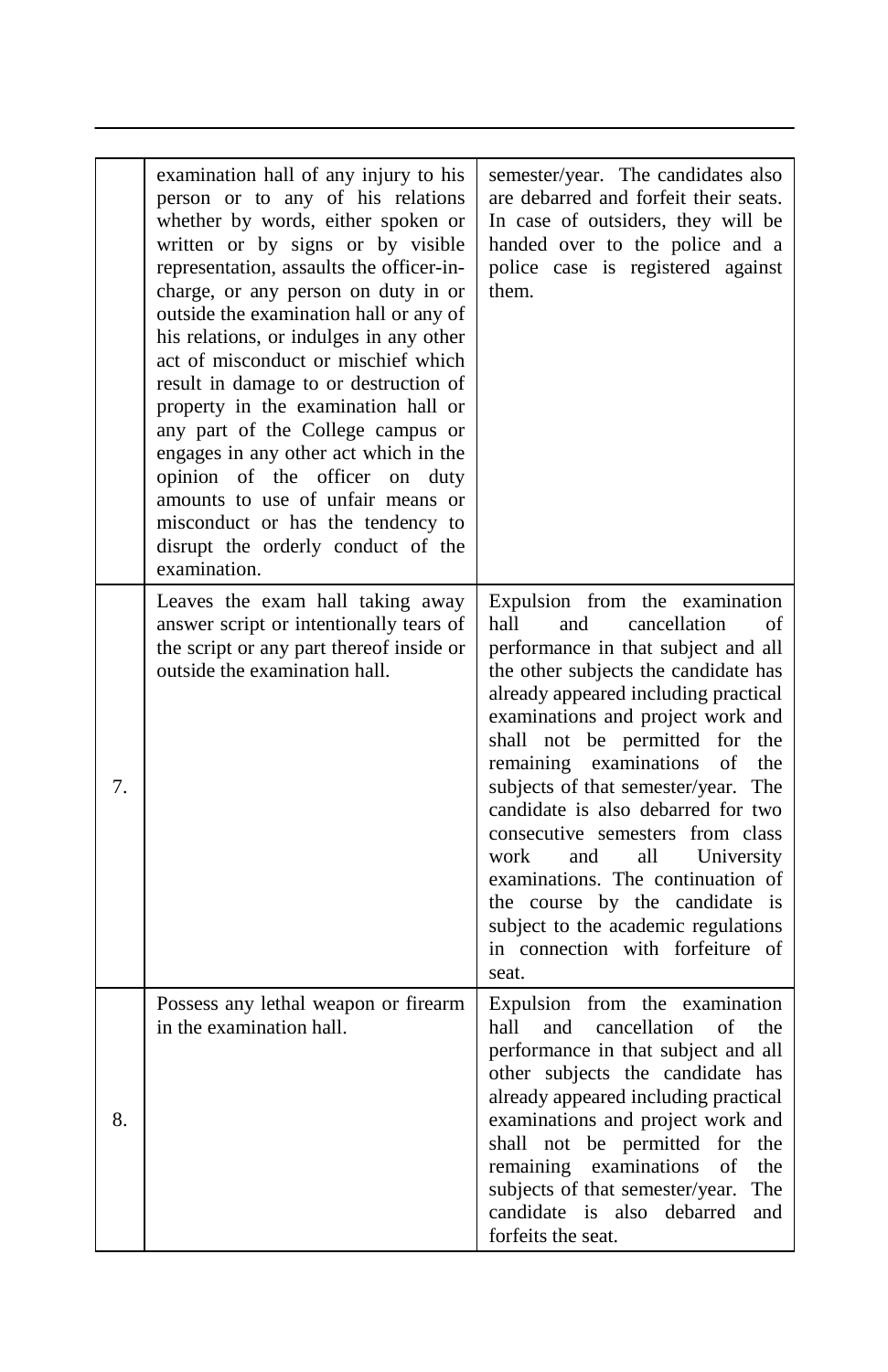| | | |
|---|---|---|
| | examination hall of any injury to his person or to any of his relations whether by words, either spoken or written or by signs or by visible representation, assaults the officer-in-charge, or any person on duty in or outside the examination hall or any of his relations, or indulges in any other act of misconduct or mischief which result in damage to or destruction of property in the examination hall or any part of the College campus or engages in any other act which in the opinion of the officer on duty amounts to use of unfair means or misconduct or has the tendency to disrupt the orderly conduct of the examination. | semester/year. The candidates also are debarred and forfeit their seats. In case of outsiders, they will be handed over to the police and a police case is registered against them. |
| 7. | Leaves the exam hall taking away answer script or intentionally tears of the script or any part thereof inside or outside the examination hall. | Expulsion from the examination hall and cancellation of performance in that subject and all the other subjects the candidate has already appeared including practical examinations and project work and shall not be permitted for the remaining examinations of the subjects of that semester/year. The candidate is also debarred for two consecutive semesters from class work and all University examinations. The continuation of the course by the candidate is subject to the academic regulations in connection with forfeiture of seat. |
| 8. | Possess any lethal weapon or firearm in the examination hall. | Expulsion from the examination hall and cancellation of the performance in that subject and all other subjects the candidate has already appeared including practical examinations and project work and shall not be permitted for the remaining examinations of the subjects of that semester/year. The candidate is also debarred and forfeits the seat. |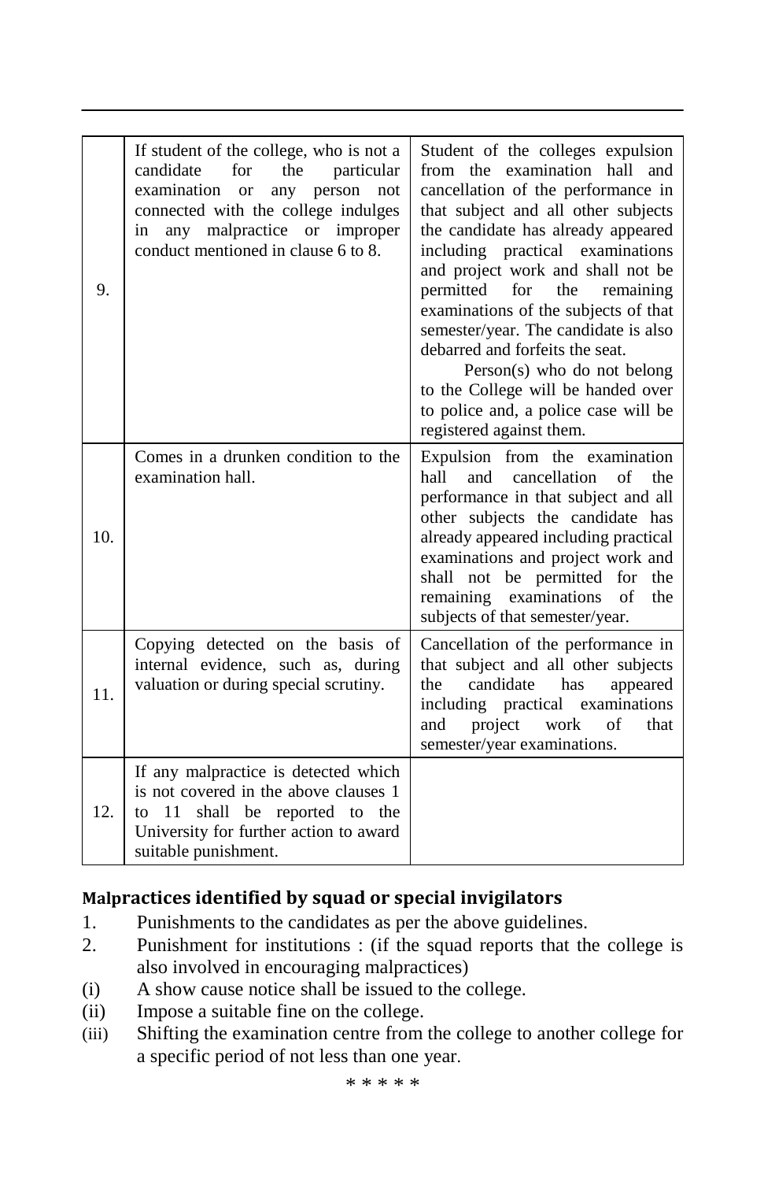| | | |
|---|---|---|
| 9. | If student of the college, who is not a candidate for the particular examination or any person not connected with the college indulges in any malpractice or improper conduct mentioned in clause 6 to 8. | Student of the colleges expulsion from the examination hall and cancellation of the performance in that subject and all other subjects the candidate has already appeared including practical examinations and project work and shall not be permitted for the remaining examinations of the subjects of that semester/year. The candidate is also debarred and forfeits the seat. Person(s) who do not belong to the College will be handed over to police and, a police case will be registered against them. |
| 10. | Comes in a drunken condition to the examination hall. | Expulsion from the examination hall and cancellation of the performance in that subject and all other subjects the candidate has already appeared including practical examinations and project work and shall not be permitted for the remaining examinations of the subjects of that semester/year. |
| 11. | Copying detected on the basis of internal evidence, such as, during valuation or during special scrutiny. | Cancellation of the performance in that subject and all other subjects the candidate has appeared including practical examinations and project work of that semester/year examinations. |
| 12. | If any malpractice is detected which is not covered in the above clauses 1 to 11 shall be reported to the University for further action to award suitable punishment. | |

### Malpractices identified by squad or special invigilators

1. Punishments to the candidates as per the above guidelines.
2. Punishment for institutions : (if the squad reports that the college is also involved in encouraging malpractices)

(i) A show cause notice shall be issued to the college.

(ii) Impose a suitable fine on the college.

(iii) Shifting the examination centre from the college to another college for a specific period of not less than one year.

\* \* \* \* \*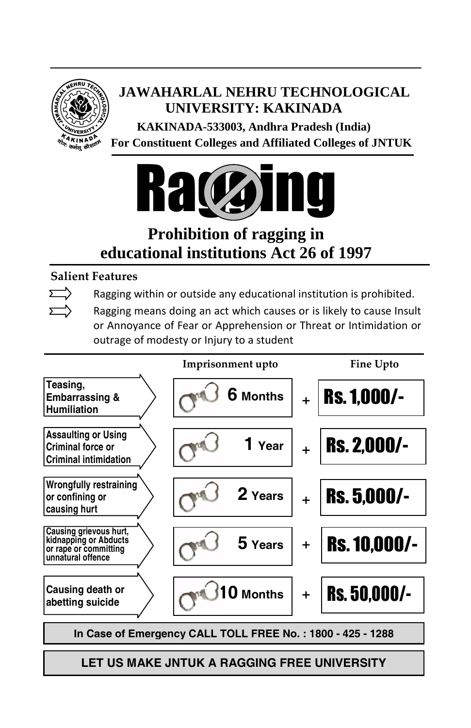# JAWAHARLAL NEHRU TECHNOLOGICAL UNIVERSITY: KAKINADA

**KAKINADA-533003, Andhra Pradesh (India)**

**For Constituent Colleges and Affiliated Colleges of JNTUK**

# Ragging

## Prohibition of ragging in educational institutions Act 26 of 1997

**Salient Features**

- Ragging within or outside any educational institution is prohibited.
- Ragging means doing an act which causes or is likely to cause Insult or Annoyance of Fear or Apprehension or Threat or Intimidation or outrage of modesty or Injury to a student

| | Imprisonment upto | | Fine Upto |
|---|---|---|---|
| Teasing, Embarrassing & Humiliation | 6 Months | + | Rs. 1,000/- |
| Assaulting or Using Criminal force or Criminal intimidation | 1 Year | + | Rs. 2,000/- |
| Wrongfully restraining or confining or causing hurt | 2 Years | + | Rs. 5,000/- |
| Causing grievous hurt, kidnapping or Abducts or rape or committing unnatural offence | 5 Years | + | Rs. 10,000/- |
| Causing death or abetting suicide | 10 Months | + | Rs. 50,000/- |

**In Case of Emergency CALL TOLL FREE No. : 1800 - 425 - 1288**

**LET US MAKE JNTUK A RAGGING FREE UNIVERSITY**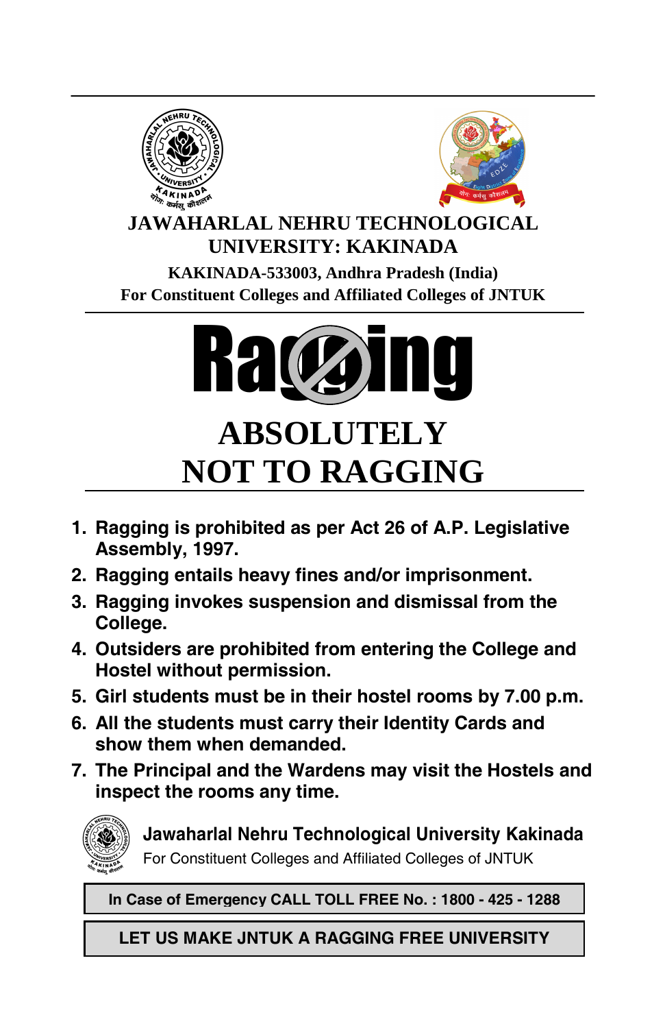# JAWAHARLAL NEHRU TECHNOLOGICAL UNIVERSITY: KAKINADA

**KAKINADA-533003, Andhra Pradesh (India)**

**For Constituent Colleges and Affiliated Colleges of JNTUK**

# Ragging

# ABSOLUTELY NOT TO RAGGING

1. **Ragging is prohibited as per Act 26 of A.P. Legislative Assembly, 1997.**
2. **Ragging entails heavy fines and/or imprisonment.**
3. **Ragging invokes suspension and dismissal from the College.**
4. **Outsiders are prohibited from entering the College and Hostel without permission.**
5. **Girl students must be in their hostel rooms by 7.00 p.m.**
6. **All the students must carry their Identity Cards and show them when demanded.**
7. **The Principal and the Wardens may visit the Hostels and inspect the rooms any time.**

**Jawaharlal Nehru Technological University Kakinada**

For Constituent Colleges and Affiliated Colleges of JNTUK

**In Case of Emergency CALL TOLL FREE No. : 1800 - 425 - 1288**

**LET US MAKE JNTUK A RAGGING FREE UNIVERSITY**